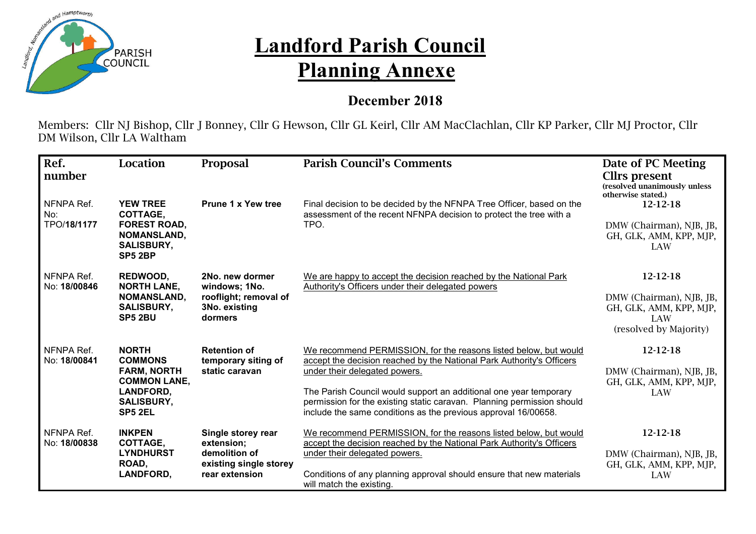# Landford Parish Council

# Planning Annexe

## December 2018

Members: Cllr NJ Bishop, Cllr J Bonney, Cllr G Hewson, Cllr GL Keirl, Cllr AM MacClachlan, Cllr KP Parker, Cllr MJ Proctor, Cllr DM Wilson, Cllr LA Waltham

| Ref. number | Location | Proposal | Parish Council's Comments | Date of PC Meeting Cllrs present (resolved unanimously unless otherwise stated.) |
|---|---|---|---|---|
| NFNPA Ref. No: TPO/**18/1177** | **YEW TREE COTTAGE, FOREST ROAD, NOMANSLAND, SALISBURY, SP5 2BP** | **Prune 1 x Yew tree** | Final decision to be decided by the NFNPA Tree Officer, based on the assessment of the recent NFNPA decision to protect the tree with a TPO. | 12-12-18<br><br>DMW (Chairman), NJB, JB, GH, GLK, AMM, KPP, MJP, LAW |
| NFNPA Ref. No: **18/00846** | **REDWOOD, NORTH LANE, NOMANSLAND, SALISBURY, SP5 2BU** | **2No. new dormer windows; 1No. rooflight; removal of 3No. existing dormers** | We are happy to accept the decision reached by the National Park Authority's Officers under their delegated powers | 12-12-18<br><br>DMW (Chairman), NJB, JB, GH, GLK, AMM, KPP, MJP, LAW<br>(resolved by Majority) |
| NFNPA Ref. No: **18/00841** | **NORTH COMMONS FARM, NORTH COMMON LANE, LANDFORD, SALISBURY, SP5 2EL** | **Retention of temporary siting of static caravan** | We recommend PERMISSION, for the reasons listed below, but would accept the decision reached by the National Park Authority's Officers under their delegated powers.<br><br>The Parish Council would support an additional one year temporary permission for the existing static caravan. Planning permission should include the same conditions as the previous approval 16/00658. | 12-12-18<br><br>DMW (Chairman), NJB, JB, GH, GLK, AMM, KPP, MJP, LAW |
| NFNPA Ref. No: **18/00838** | **INKPEN COTTAGE, LYNDHURST ROAD, LANDFORD,** | **Single storey rear extension; demolition of existing single storey rear extension** | We recommend PERMISSION, for the reasons listed below, but would accept the decision reached by the National Park Authority's Officers under their delegated powers.<br><br>Conditions of any planning approval should ensure that new materials will match the existing. | 12-12-18<br><br>DMW (Chairman), NJB, JB, GH, GLK, AMM, KPP, MJP, LAW |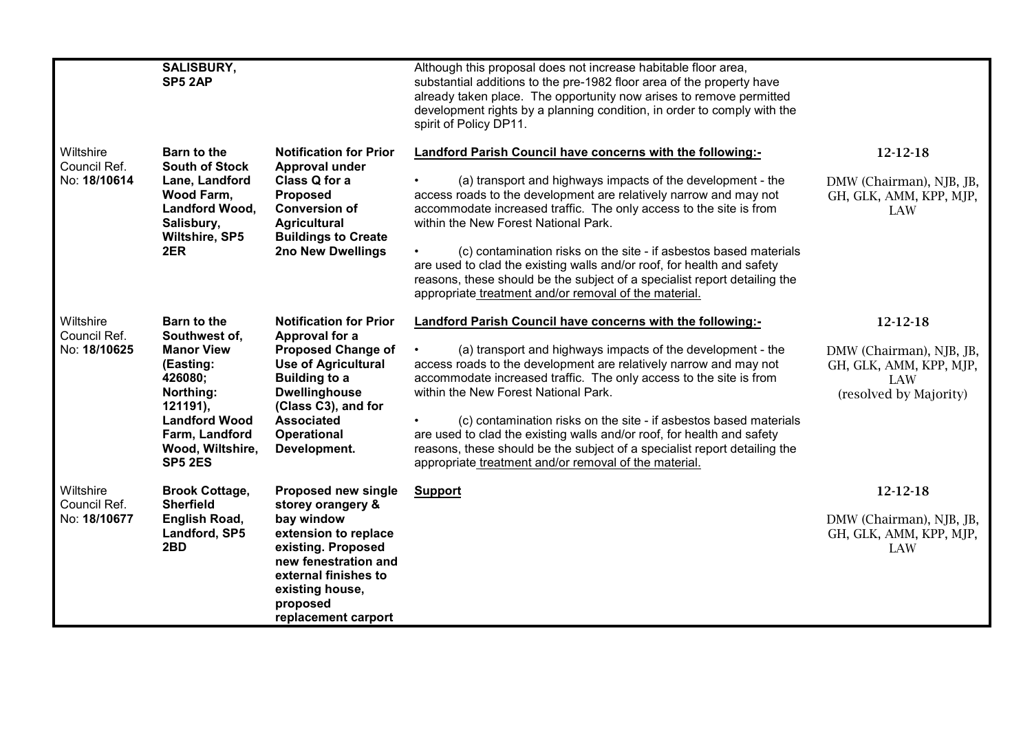| | | | | |
|---|---|---|---|---|
| | **SALISBURY, SP5 2AP** | | Although this proposal does not increase habitable floor area, substantial additions to the pre-1982 floor area of the property have already taken place. The opportunity now arises to remove permitted development rights by a planning condition, in order to comply with the spirit of Policy DP11. | |
| Wiltshire Council Ref. No: **18/10614** | **Barn to the South of Stock Lane, Landford Wood Farm, Landford Wood, Salisbury, Wiltshire, SP5 2ER** | **Notification for Prior Approval under Class Q for a Proposed Conversion of Agricultural Buildings to Create 2no New Dwellings** | **Landford Parish Council have concerns with the following:-**<br><br>• (a) transport and highways impacts of the development - the access roads to the development are relatively narrow and may not accommodate increased traffic. The only access to the site is from within the New Forest National Park.<br><br>• (c) contamination risks on the site - if asbestos based materials are used to clad the existing walls and/or roof, for health and safety reasons, these should be the subject of a specialist report detailing the appropriate treatment and/or removal of the material. | 12-12-18<br><br>DMW (Chairman), NJB, JB, GH, GLK, AMM, KPP, MJP, LAW |
| Wiltshire Council Ref. No: **18/10625** | **Barn to the Southwest of, Manor View (Easting: 426080; Northing: 121191), Landford Wood Farm, Landford Wood, Wiltshire, SP5 2ES** | **Notification for Prior Approval for a Proposed Change of Use of Agricultural Building to a Dwellinghouse (Class C3), and for Associated Operational Development.** | **Landford Parish Council have concerns with the following:-**<br><br>• (a) transport and highways impacts of the development - the access roads to the development are relatively narrow and may not accommodate increased traffic. The only access to the site is from within the New Forest National Park.<br><br>• (c) contamination risks on the site - if asbestos based materials are used to clad the existing walls and/or roof, for health and safety reasons, these should be the subject of a specialist report detailing the appropriate treatment and/or removal of the material. | 12-12-18<br><br>DMW (Chairman), NJB, JB, GH, GLK, AMM, KPP, MJP, LAW (resolved by Majority) |
| Wiltshire Council Ref. No: **18/10677** | **Brook Cottage, Sherfield English Road, Landford, SP5 2BD** | **Proposed new single storey orangery & bay window extension to replace existing. Proposed new fenestration and external finishes to existing house, proposed replacement carport** | **Support** | 12-12-18<br><br>DMW (Chairman), NJB, JB, GH, GLK, AMM, KPP, MJP, LAW |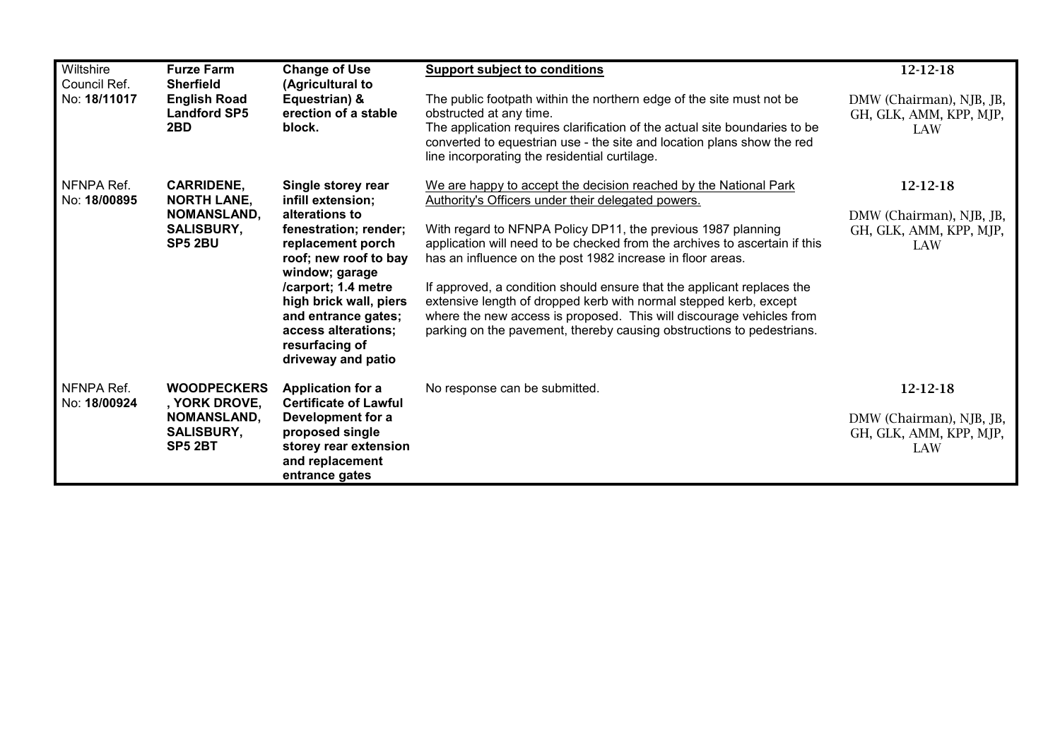| | | | | |
|---|---|---|---|---|
| Wiltshire Council Ref. No: **18/11017** | **Furze Farm Sherfield English Road Landford SP5 2BD** | **Change of Use (Agricultural to Equestrian) & erection of a stable block.** | <u>**Support subject to conditions**</u><br><br>The public footpath within the northern edge of the site must not be obstructed at any time.<br>The application requires clarification of the actual site boundaries to be converted to equestrian use - the site and location plans show the red line incorporating the residential curtilage. | 12-12-18<br><br>DMW (Chairman), NJB, JB, GH, GLK, AMM, KPP, MJP, LAW |
| NFNPA Ref. No: **18/00895** | **CARRIDENE, NORTH LANE, NOMANSLAND, SALISBURY, SP5 2BU** | **Single storey rear infill extension; alterations to fenestration; render; replacement porch roof; new roof to bay window; garage /carport; 1.4 metre high brick wall, piers and entrance gates; access alterations; resurfacing of driveway and patio** | <u>We are happy to accept the decision reached by the National Park Authority's Officers under their delegated powers.</u><br><br>With regard to NFNPA Policy DP11, the previous 1987 planning application will need to be checked from the archives to ascertain if this has an influence on the post 1982 increase in floor areas.<br><br>If approved, a condition should ensure that the applicant replaces the extensive length of dropped kerb with normal stepped kerb, except where the new access is proposed. This will discourage vehicles from parking on the pavement, thereby causing obstructions to pedestrians. | 12-12-18<br><br>DMW (Chairman), NJB, JB, GH, GLK, AMM, KPP, MJP, LAW |
| NFNPA Ref. No: **18/00924** | **WOODPECKERS , YORK DROVE, NOMANSLAND, SALISBURY, SP5 2BT** | **Application for a Certificate of Lawful Development for a proposed single storey rear extension and replacement entrance gates** | No response can be submitted. | 12-12-18<br><br>DMW (Chairman), NJB, JB, GH, GLK, AMM, KPP, MJP, LAW |